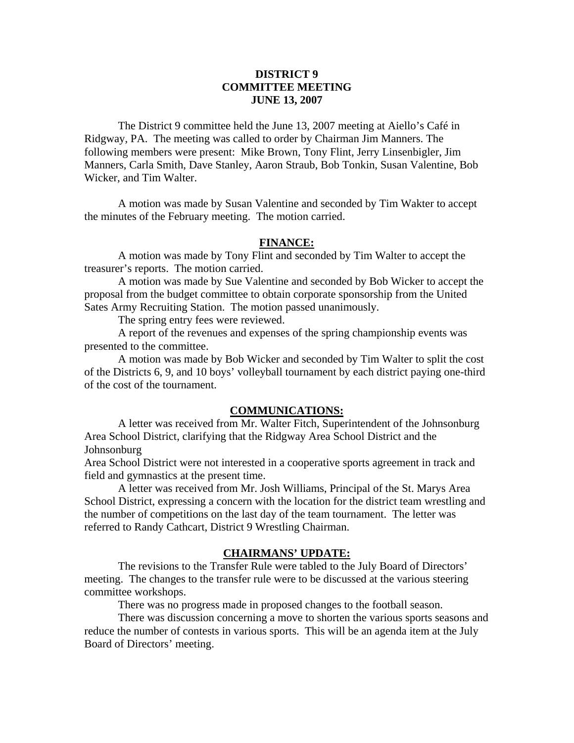# DISTRICT 9
## COMMITTEE MEETING
## JUNE 13, 2007

The District 9 committee held the June 13, 2007 meeting at Aiello's Café in Ridgway, PA. The meeting was called to order by Chairman Jim Manners. The following members were present: Mike Brown, Tony Flint, Jerry Linsenbigler, Jim Manners, Carla Smith, Dave Stanley, Aaron Straub, Bob Tonkin, Susan Valentine, Bob Wicker, and Tim Walter.

A motion was made by Susan Valentine and seconded by Tim Wakter to accept the minutes of the February meeting. The motion carried.

### FINANCE:

A motion was made by Tony Flint and seconded by Tim Walter to accept the treasurer's reports. The motion carried.

A motion was made by Sue Valentine and seconded by Bob Wicker to accept the proposal from the budget committee to obtain corporate sponsorship from the United Sates Army Recruiting Station. The motion passed unanimously.

The spring entry fees were reviewed.

A report of the revenues and expenses of the spring championship events was presented to the committee.

A motion was made by Bob Wicker and seconded by Tim Walter to split the cost of the Districts 6, 9, and 10 boys' volleyball tournament by each district paying one-third of the cost of the tournament.

### COMMUNICATIONS:

A letter was received from Mr. Walter Fitch, Superintendent of the Johnsonburg Area School District, clarifying that the Ridgway Area School District and the Johnsonburg Area School District were not interested in a cooperative sports agreement in track and field and gymnastics at the present time.

A letter was received from Mr. Josh Williams, Principal of the St. Marys Area School District, expressing a concern with the location for the district team wrestling and the number of competitions on the last day of the team tournament. The letter was referred to Randy Cathcart, District 9 Wrestling Chairman.

### CHAIRMANS' UPDATE:

The revisions to the Transfer Rule were tabled to the July Board of Directors' meeting. The changes to the transfer rule were to be discussed at the various steering committee workshops.

There was no progress made in proposed changes to the football season.

There was discussion concerning a move to shorten the various sports seasons and reduce the number of contests in various sports. This will be an agenda item at the July Board of Directors' meeting.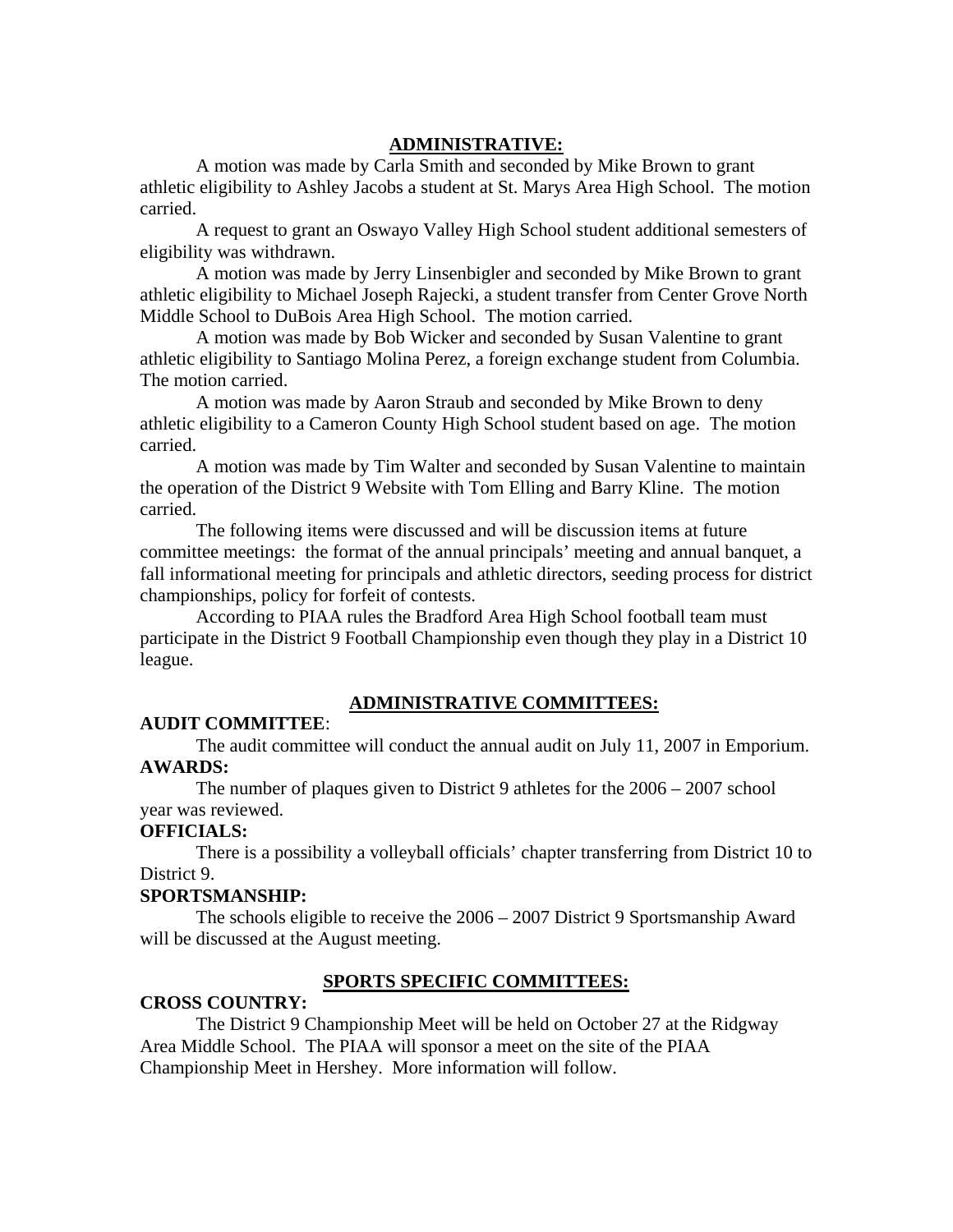## ADMINISTRATIVE:

A motion was made by Carla Smith and seconded by Mike Brown to grant athletic eligibility to Ashley Jacobs a student at St. Marys Area High School. The motion carried.

A request to grant an Oswayo Valley High School student additional semesters of eligibility was withdrawn.

A motion was made by Jerry Linsenbigler and seconded by Mike Brown to grant athletic eligibility to Michael Joseph Rajecki, a student transfer from Center Grove North Middle School to DuBois Area High School. The motion carried.

A motion was made by Bob Wicker and seconded by Susan Valentine to grant athletic eligibility to Santiago Molina Perez, a foreign exchange student from Columbia. The motion carried.

A motion was made by Aaron Straub and seconded by Mike Brown to deny athletic eligibility to a Cameron County High School student based on age. The motion carried.

A motion was made by Tim Walter and seconded by Susan Valentine to maintain the operation of the District 9 Website with Tom Elling and Barry Kline. The motion carried.

The following items were discussed and will be discussion items at future committee meetings: the format of the annual principals' meeting and annual banquet, a fall informational meeting for principals and athletic directors, seeding process for district championships, policy for forfeit of contests.

According to PIAA rules the Bradford Area High School football team must participate in the District 9 Football Championship even though they play in a District 10 league.

## ADMINISTRATIVE COMMITTEES:

**AUDIT COMMITTEE**:

The audit committee will conduct the annual audit on July 11, 2007 in Emporium.

**AWARDS:**

The number of plaques given to District 9 athletes for the 2006 – 2007 school year was reviewed.

**OFFICIALS:**

There is a possibility a volleyball officials' chapter transferring from District 10 to District 9.

**SPORTSMANSHIP:**

The schools eligible to receive the 2006 – 2007 District 9 Sportsmanship Award will be discussed at the August meeting.

## SPORTS SPECIFIC COMMITTEES:

**CROSS COUNTRY:**

The District 9 Championship Meet will be held on October 27 at the Ridgway Area Middle School. The PIAA will sponsor a meet on the site of the PIAA Championship Meet in Hershey. More information will follow.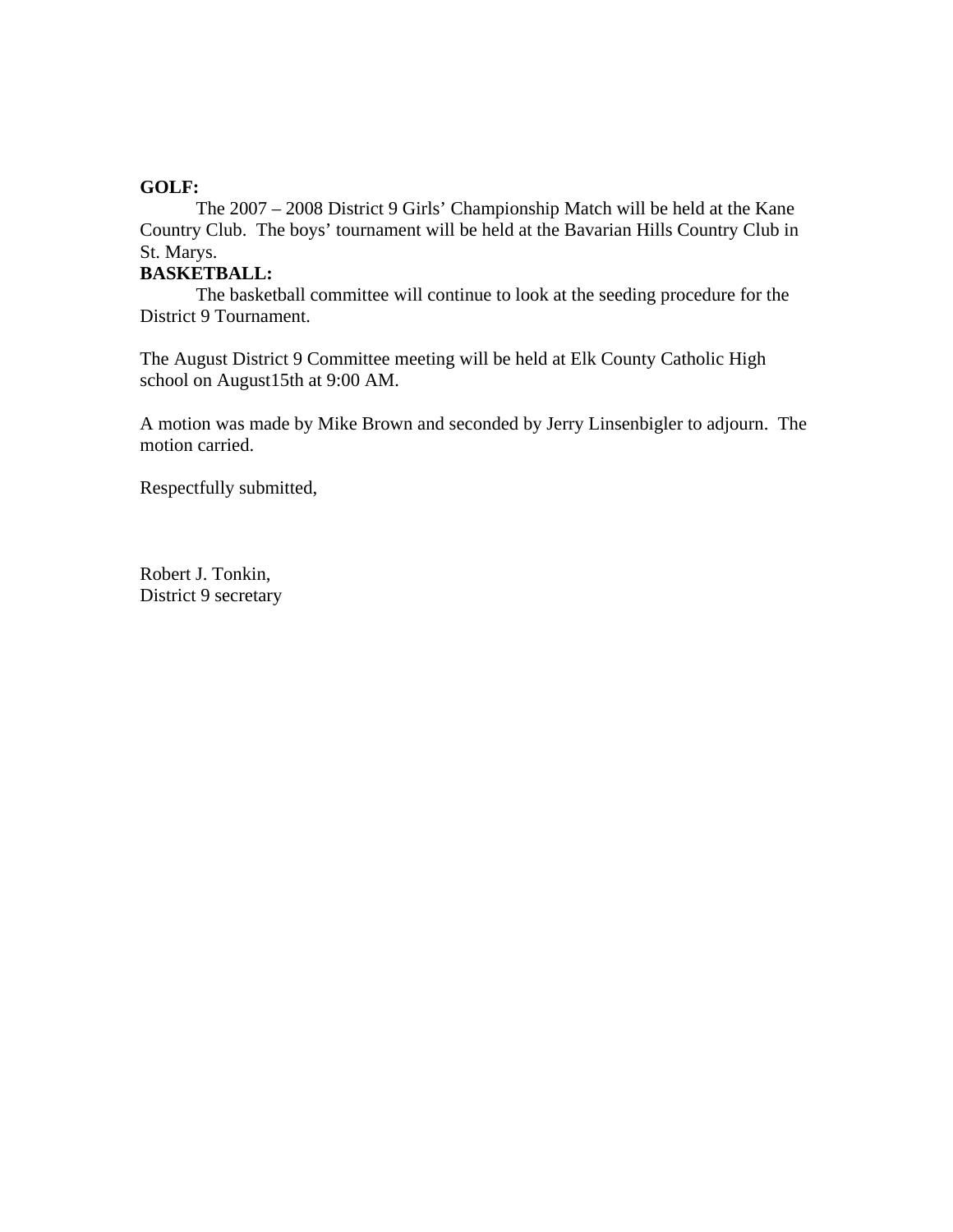**GOLF:**

The 2007 – 2008 District 9 Girls' Championship Match will be held at the Kane Country Club.  The boys' tournament will be held at the Bavarian Hills Country Club in St. Marys.

**BASKETBALL:**

The basketball committee will continue to look at the seeding procedure for the District 9 Tournament.

The August District 9 Committee meeting will be held at Elk County Catholic High school on August15th at 9:00 AM.

A motion was made by Mike Brown and seconded by Jerry Linsenbigler to adjourn.  The motion carried.

Respectfully submitted,

Robert J. Tonkin,
District 9 secretary